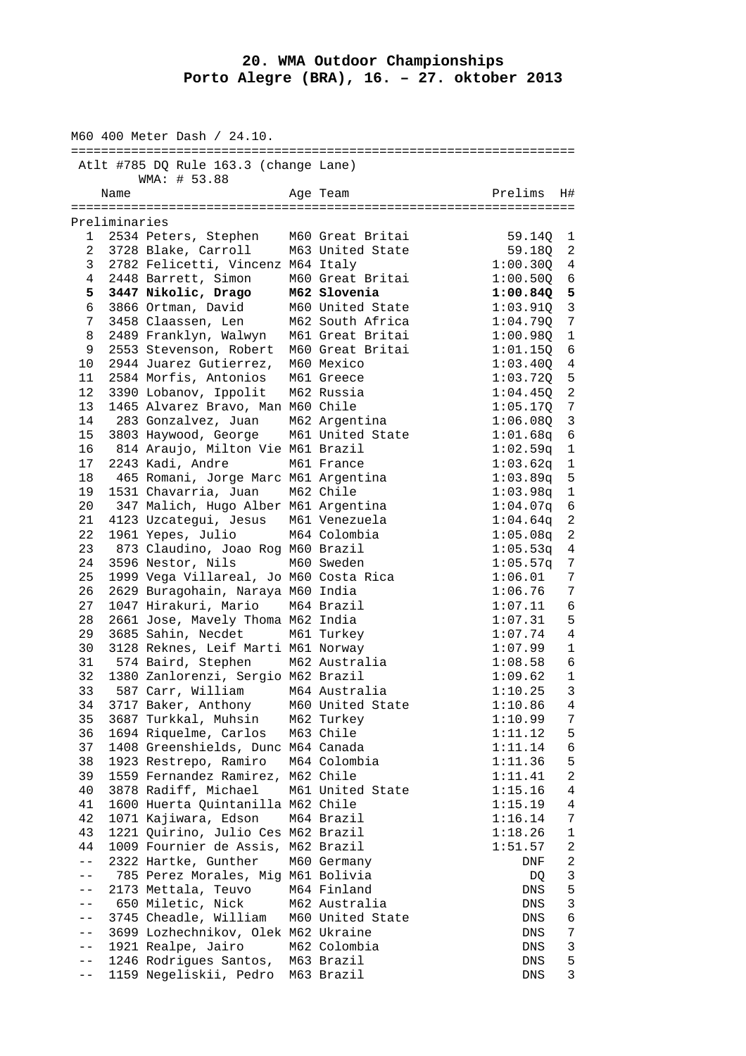# 20. WMA Outdoor Championships
## Porto Alegre (BRA), 16. – 27. oktober 2013

M60 400 Meter Dash / 24.10.

Atlt #785 DQ Rule 163.3 (change Lane)

WMA: # 53.88

Preliminaries

| | Name | Age | Team | Prelims | H# |
|---|---|---|---|---|---|
| 1 | 2534 Peters, Stephen | M60 | Great Britai | 59.14Q | 1 |
| 2 | 3728 Blake, Carroll | M63 | United State | 59.18Q | 2 |
| 3 | 2782 Felicetti, Vincenz | M64 | Italy | 1:00.30Q | 4 |
| 4 | 2448 Barrett, Simon | M60 | Great Britai | 1:00.50Q | 6 |
| **5** | **3447 Nikolic, Drago** | **M62** | **Slovenia** | **1:00.84Q** | **5** |
| 6 | 3866 Ortman, David | M60 | United State | 1:03.91Q | 3 |
| 7 | 3458 Claassen, Len | M62 | South Africa | 1:04.79Q | 7 |
| 8 | 2489 Franklyn, Walwyn | M61 | Great Britai | 1:00.98Q | 1 |
| 9 | 2553 Stevenson, Robert | M60 | Great Britai | 1:01.15Q | 6 |
| 10 | 2944 Juarez Gutierrez, | M60 | Mexico | 1:03.40Q | 4 |
| 11 | 2584 Morfis, Antonios | M61 | Greece | 1:03.72Q | 5 |
| 12 | 3390 Lobanov, Ippolit | M62 | Russia | 1:04.45Q | 2 |
| 13 | 1465 Alvarez Bravo, Man | M60 | Chile | 1:05.17Q | 7 |
| 14 | 283 Gonzalvez, Juan | M62 | Argentina | 1:06.08Q | 3 |
| 15 | 3803 Haywood, George | M61 | United State | 1:01.68q | 6 |
| 16 | 814 Araujo, Milton Vie | M61 | Brazil | 1:02.59q | 1 |
| 17 | 2243 Kadi, Andre | M61 | France | 1:03.62q | 1 |
| 18 | 465 Romani, Jorge Marc | M61 | Argentina | 1:03.89q | 5 |
| 19 | 1531 Chavarria, Juan | M62 | Chile | 1:03.98q | 1 |
| 20 | 347 Malich, Hugo Alber | M61 | Argentina | 1:04.07q | 6 |
| 21 | 4123 Uzcategui, Jesus | M61 | Venezuela | 1:04.64q | 2 |
| 22 | 1961 Yepes, Julio | M64 | Colombia | 1:05.08q | 2 |
| 23 | 873 Claudino, Joao Rog | M60 | Brazil | 1:05.53q | 4 |
| 24 | 3596 Nestor, Nils | M60 | Sweden | 1:05.57q | 7 |
| 25 | 1999 Vega Villareal, Jo | M60 | Costa Rica | 1:06.01 | 7 |
| 26 | 2629 Buragohain, Naraya | M60 | India | 1:06.76 | 7 |
| 27 | 1047 Hirakuri, Mario | M64 | Brazil | 1:07.11 | 6 |
| 28 | 2661 Jose, Mavely Thoma | M62 | India | 1:07.31 | 5 |
| 29 | 3685 Sahin, Necdet | M61 | Turkey | 1:07.74 | 4 |
| 30 | 3128 Reknes, Leif Marti | M61 | Norway | 1:07.99 | 1 |
| 31 | 574 Baird, Stephen | M62 | Australia | 1:08.58 | 6 |
| 32 | 1380 Zanlorenzi, Sergio | M62 | Brazil | 1:09.62 | 1 |
| 33 | 587 Carr, William | M64 | Australia | 1:10.25 | 3 |
| 34 | 3717 Baker, Anthony | M60 | United State | 1:10.86 | 4 |
| 35 | 3687 Turkkal, Muhsin | M62 | Turkey | 1:10.99 | 7 |
| 36 | 1694 Riquelme, Carlos | M63 | Chile | 1:11.12 | 5 |
| 37 | 1408 Greenshields, Dunc | M64 | Canada | 1:11.14 | 6 |
| 38 | 1923 Restrepo, Ramiro | M64 | Colombia | 1:11.36 | 5 |
| 39 | 1559 Fernandez Ramirez, | M62 | Chile | 1:11.41 | 2 |
| 40 | 3878 Radiff, Michael | M61 | United State | 1:15.16 | 4 |
| 41 | 1600 Huerta Quintanilla | M62 | Chile | 1:15.19 | 4 |
| 42 | 1071 Kajiwara, Edson | M64 | Brazil | 1:16.14 | 7 |
| 43 | 1221 Quirino, Julio Ces | M62 | Brazil | 1:18.26 | 1 |
| 44 | 1009 Fournier de Assis, | M62 | Brazil | 1:51.57 | 2 |
| -- | 2322 Hartke, Gunther | M60 | Germany | DNF | 2 |
| -- | 785 Perez Morales, Mig | M61 | Bolivia | DQ | 3 |
| -- | 2173 Mettala, Teuvo | M64 | Finland | DNS | 5 |
| -- | 650 Miletic, Nick | M62 | Australia | DNS | 3 |
| -- | 3745 Cheadle, William | M60 | United State | DNS | 6 |
| -- | 3699 Lozhechnikov, Olek | M62 | Ukraine | DNS | 7 |
| -- | 1921 Realpe, Jairo | M62 | Colombia | DNS | 3 |
| -- | 1246 Rodrigues Santos, | M63 | Brazil | DNS | 5 |
| -- | 1159 Negeliskii, Pedro | M63 | Brazil | DNS | 3 |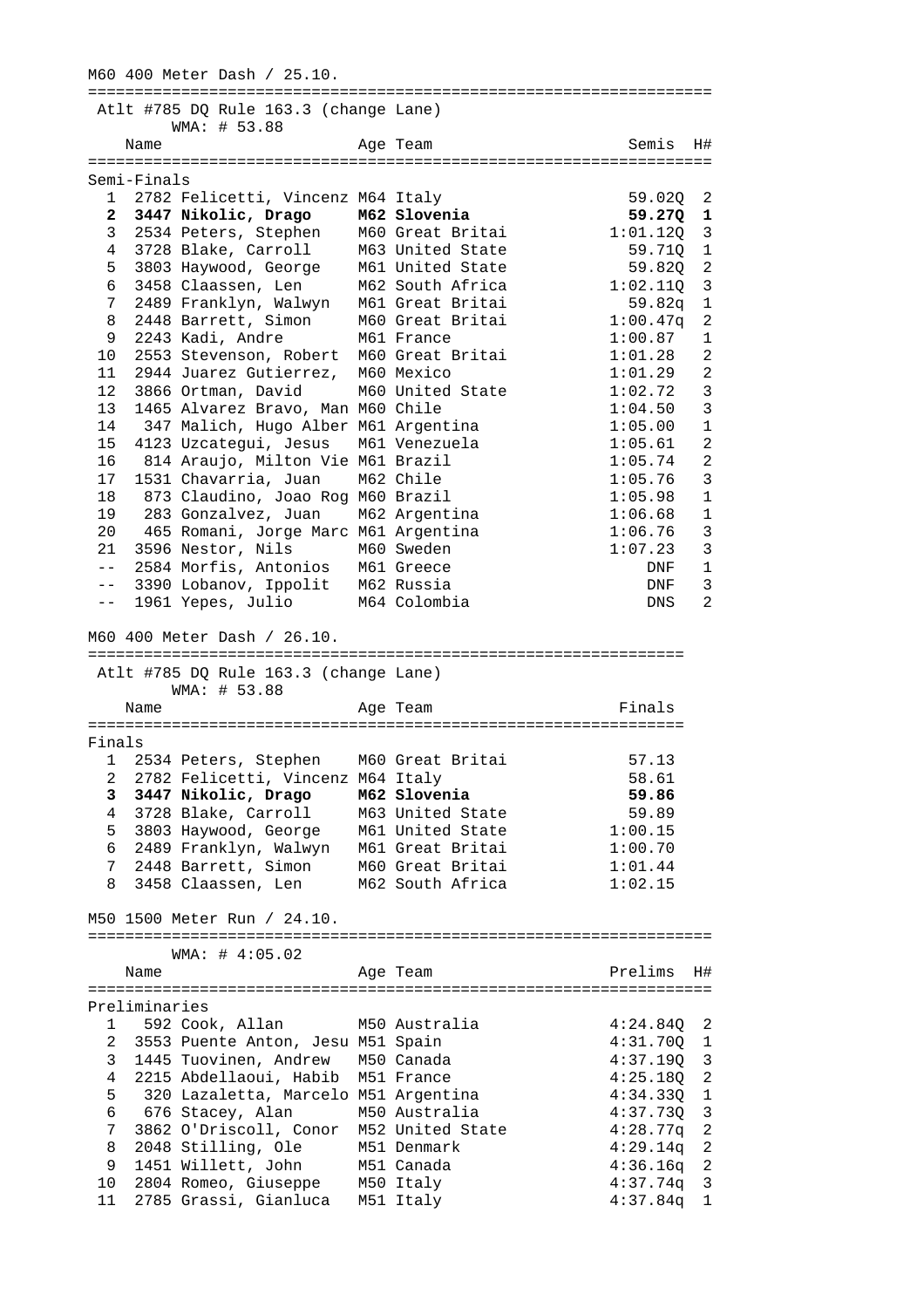M60 400 Meter Dash / 25.10.

Atlt #785 DQ Rule 163.3 (change Lane)
WMA: # 53.88

Semi-Finals

| | Name | Age | Team | Semis | H# |
|---|---|---|---|---|---|
| 1 | 2782 Felicetti, Vincenz | M64 | Italy | 59.02Q | 2 |
| **2** | **3447 Nikolic, Drago** | **M62** | **Slovenia** | **59.27Q** | **1** |
| 3 | 2534 Peters, Stephen | M60 | Great Britai | 1:01.12Q | 3 |
| 4 | 3728 Blake, Carroll | M63 | United State | 59.71Q | 1 |
| 5 | 3803 Haywood, George | M61 | United State | 59.82Q | 2 |
| 6 | 3458 Claassen, Len | M62 | South Africa | 1:02.11Q | 3 |
| 7 | 2489 Franklyn, Walwyn | M61 | Great Britai | 59.82q | 1 |
| 8 | 2448 Barrett, Simon | M60 | Great Britai | 1:00.47q | 2 |
| 9 | 2243 Kadi, Andre | M61 | France | 1:00.87 | 1 |
| 10 | 2553 Stevenson, Robert | M60 | Great Britai | 1:01.28 | 2 |
| 11 | 2944 Juarez Gutierrez, | M60 | Mexico | 1:01.29 | 2 |
| 12 | 3866 Ortman, David | M60 | United State | 1:02.72 | 3 |
| 13 | 1465 Alvarez Bravo, Man | M60 | Chile | 1:04.50 | 3 |
| 14 | 347 Malich, Hugo Alber | M61 | Argentina | 1:05.00 | 1 |
| 15 | 4123 Uzcategui, Jesus | M61 | Venezuela | 1:05.61 | 2 |
| 16 | 814 Araujo, Milton Vie | M61 | Brazil | 1:05.74 | 2 |
| 17 | 1531 Chavarria, Juan | M62 | Chile | 1:05.76 | 3 |
| 18 | 873 Claudino, Joao Rog | M60 | Brazil | 1:05.98 | 1 |
| 19 | 283 Gonzalvez, Juan | M62 | Argentina | 1:06.68 | 1 |
| 20 | 465 Romani, Jorge Marc | M61 | Argentina | 1:06.76 | 3 |
| 21 | 3596 Nestor, Nils | M60 | Sweden | 1:07.23 | 3 |
| -- | 2584 Morfis, Antonios | M61 | Greece | DNF | 1 |
| -- | 3390 Lobanov, Ippolit | M62 | Russia | DNF | 3 |
| -- | 1961 Yepes, Julio | M64 | Colombia | DNS | 2 |

M60 400 Meter Dash / 26.10.

Atlt #785 DQ Rule 163.3 (change Lane)
WMA: # 53.88

Finals

| | Name | Age | Team | Finals |
|---|---|---|---|---|
| 1 | 2534 Peters, Stephen | M60 | Great Britai | 57.13 |
| 2 | 2782 Felicetti, Vincenz | M64 | Italy | 58.61 |
| **3** | **3447 Nikolic, Drago** | **M62** | **Slovenia** | **59.86** |
| 4 | 3728 Blake, Carroll | M63 | United State | 59.89 |
| 5 | 3803 Haywood, George | M61 | United State | 1:00.15 |
| 6 | 2489 Franklyn, Walwyn | M61 | Great Britai | 1:00.70 |
| 7 | 2448 Barrett, Simon | M60 | Great Britai | 1:01.44 |
| 8 | 3458 Claassen, Len | M62 | South Africa | 1:02.15 |

M50 1500 Meter Run / 24.10.

WMA: # 4:05.02

Preliminaries

| | Name | Age | Team | Prelims | H# |
|---|---|---|---|---|---|
| 1 | 592 Cook, Allan | M50 | Australia | 4:24.84Q | 2 |
| 2 | 3553 Puente Anton, Jesu | M51 | Spain | 4:31.70Q | 1 |
| 3 | 1445 Tuovinen, Andrew | M50 | Canada | 4:37.19Q | 3 |
| 4 | 2215 Abdellaoui, Habib | M51 | France | 4:25.18Q | 2 |
| 5 | 320 Lazaletta, Marcelo | M51 | Argentina | 4:34.33Q | 1 |
| 6 | 676 Stacey, Alan | M50 | Australia | 4:37.73Q | 3 |
| 7 | 3862 O'Driscoll, Conor | M52 | United State | 4:28.77q | 2 |
| 8 | 2048 Stilling, Ole | M51 | Denmark | 4:29.14q | 2 |
| 9 | 1451 Willett, John | M51 | Canada | 4:36.16q | 2 |
| 10 | 2804 Romeo, Giuseppe | M50 | Italy | 4:37.74q | 3 |
| 11 | 2785 Grassi, Gianluca | M51 | Italy | 4:37.84q | 1 |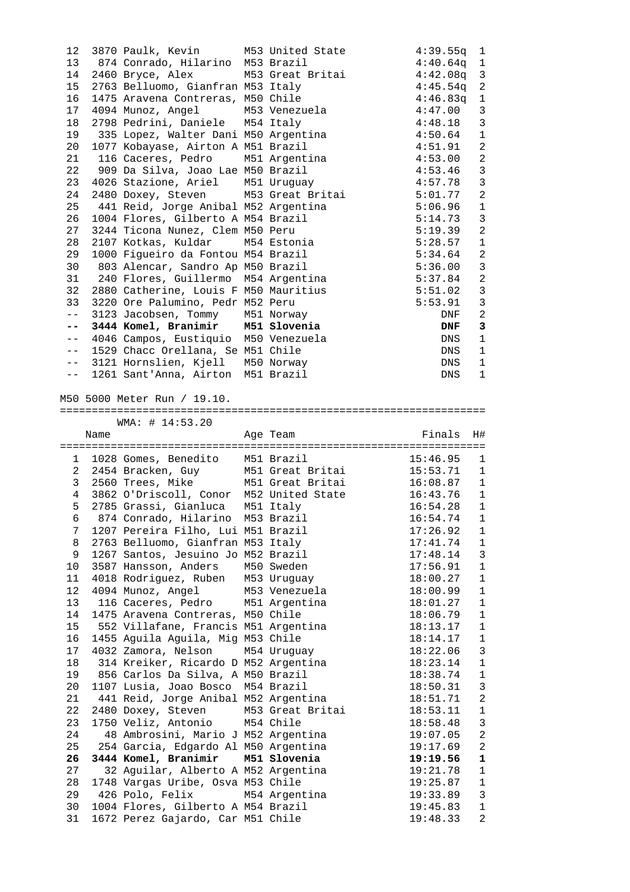| Place | # | Name | Age | Team | Finals | H# |
|---|---|---|---|---|---|---|
| 12 | 3870 | Paulk, Kevin | M53 | United State | 4:39.55q | 1 |
| 13 | 874 | Conrado, Hilarino | M53 | Brazil | 4:40.64q | 1 |
| 14 | 2460 | Bryce, Alex | M53 | Great Britai | 4:42.08q | 3 |
| 15 | 2763 | Belluomo, Gianfran | M53 | Italy | 4:45.54q | 2 |
| 16 | 1475 | Aravena Contreras, | M50 | Chile | 4:46.83q | 1 |
| 17 | 4094 | Munoz, Angel | M53 | Venezuela | 4:47.00 | 3 |
| 18 | 2798 | Pedrini, Daniele | M54 | Italy | 4:48.18 | 3 |
| 19 | 335 | Lopez, Walter Dani | M50 | Argentina | 4:50.64 | 1 |
| 20 | 1077 | Kobayase, Airton A | M51 | Brazil | 4:51.91 | 2 |
| 21 | 116 | Caceres, Pedro | M51 | Argentina | 4:53.00 | 2 |
| 22 | 909 | Da Silva, Joao Lae | M50 | Brazil | 4:53.46 | 3 |
| 23 | 4026 | Stazione, Ariel | M51 | Uruguay | 4:57.78 | 3 |
| 24 | 2480 | Doxey, Steven | M53 | Great Britai | 5:01.77 | 2 |
| 25 | 441 | Reid, Jorge Anibal | M52 | Argentina | 5:06.96 | 1 |
| 26 | 1004 | Flores, Gilberto A | M54 | Brazil | 5:14.73 | 3 |
| 27 | 3244 | Ticona Nunez, Clem | M50 | Peru | 5:19.39 | 2 |
| 28 | 2107 | Kotkas, Kuldar | M54 | Estonia | 5:28.57 | 1 |
| 29 | 1000 | Figueiro da Fontou | M54 | Brazil | 5:34.64 | 2 |
| 30 | 803 | Alencar, Sandro Ap | M50 | Brazil | 5:36.00 | 3 |
| 31 | 240 | Flores, Guillermo | M54 | Argentina | 5:37.84 | 2 |
| 32 | 2880 | Catherine, Louis F | M50 | Mauritius | 5:51.02 | 3 |
| 33 | 3220 | Ore Palumino, Pedr | M52 | Peru | 5:53.91 | 3 |
| -- | 3123 | Jacobsen, Tommy | M51 | Norway | DNF | 2 |
| **--** | **3444** | **Komel, Branimir** | **M51** | **Slovenia** | **DNF** | **3** |
| -- | 4046 | Campos, Eustiquio | M50 | Venezuela | DNS | 1 |
| -- | 1529 | Chacc Orellana, Se | M51 | Chile | DNS | 1 |
| -- | 3121 | Hornslien, Kjell | M50 | Norway | DNS | 1 |
| -- | 1261 | Sant'Anna, Airton | M51 | Brazil | DNS | 1 |

M50 5000 Meter Run / 19.10.

WMA: # 14:53.20

| Place | # | Name | Age | Team | Finals | H# |
|---|---|---|---|---|---|---|
| 1 | 1028 | Gomes, Benedito | M51 | Brazil | 15:46.95 | 1 |
| 2 | 2454 | Bracken, Guy | M51 | Great Britai | 15:53.71 | 1 |
| 3 | 2560 | Trees, Mike | M51 | Great Britai | 16:08.87 | 1 |
| 4 | 3862 | O'Driscoll, Conor | M52 | United State | 16:43.76 | 1 |
| 5 | 2785 | Grassi, Gianluca | M51 | Italy | 16:54.28 | 1 |
| 6 | 874 | Conrado, Hilarino | M53 | Brazil | 16:54.74 | 1 |
| 7 | 1207 | Pereira Filho, Lui | M51 | Brazil | 17:26.92 | 1 |
| 8 | 2763 | Belluomo, Gianfran | M53 | Italy | 17:41.74 | 1 |
| 9 | 1267 | Santos, Jesuino Jo | M52 | Brazil | 17:48.14 | 3 |
| 10 | 3587 | Hansson, Anders | M50 | Sweden | 17:56.91 | 1 |
| 11 | 4018 | Rodriguez, Ruben | M53 | Uruguay | 18:00.27 | 1 |
| 12 | 4094 | Munoz, Angel | M53 | Venezuela | 18:00.99 | 1 |
| 13 | 116 | Caceres, Pedro | M51 | Argentina | 18:01.27 | 1 |
| 14 | 1475 | Aravena Contreras, | M50 | Chile | 18:06.79 | 1 |
| 15 | 552 | Villafane, Francis | M51 | Argentina | 18:13.17 | 1 |
| 16 | 1455 | Aguila Aguila, Mig | M53 | Chile | 18:14.17 | 1 |
| 17 | 4032 | Zamora, Nelson | M54 | Uruguay | 18:22.06 | 3 |
| 18 | 314 | Kreiker, Ricardo D | M52 | Argentina | 18:23.14 | 1 |
| 19 | 856 | Carlos Da Silva, A | M50 | Brazil | 18:38.74 | 1 |
| 20 | 1107 | Lusia, Joao Bosco | M54 | Brazil | 18:50.31 | 3 |
| 21 | 441 | Reid, Jorge Anibal | M52 | Argentina | 18:51.71 | 2 |
| 22 | 2480 | Doxey, Steven | M53 | Great Britai | 18:53.11 | 1 |
| 23 | 1750 | Veliz, Antonio | M54 | Chile | 18:58.48 | 3 |
| 24 | 48 | Ambrosini, Mario J | M52 | Argentina | 19:07.05 | 2 |
| 25 | 254 | Garcia, Edgardo Al | M50 | Argentina | 19:17.69 | 2 |
| **26** | **3444** | **Komel, Branimir** | **M51** | **Slovenia** | **19:19.56** | **1** |
| 27 | 32 | Aguilar, Alberto A | M52 | Argentina | 19:21.78 | 1 |
| 28 | 1748 | Vargas Uribe, Osva | M53 | Chile | 19:25.87 | 1 |
| 29 | 426 | Polo, Felix | M54 | Argentina | 19:33.89 | 3 |
| 30 | 1004 | Flores, Gilberto A | M54 | Brazil | 19:45.83 | 1 |
| 31 | 1672 | Perez Gajardo, Car | M51 | Chile | 19:48.33 | 2 |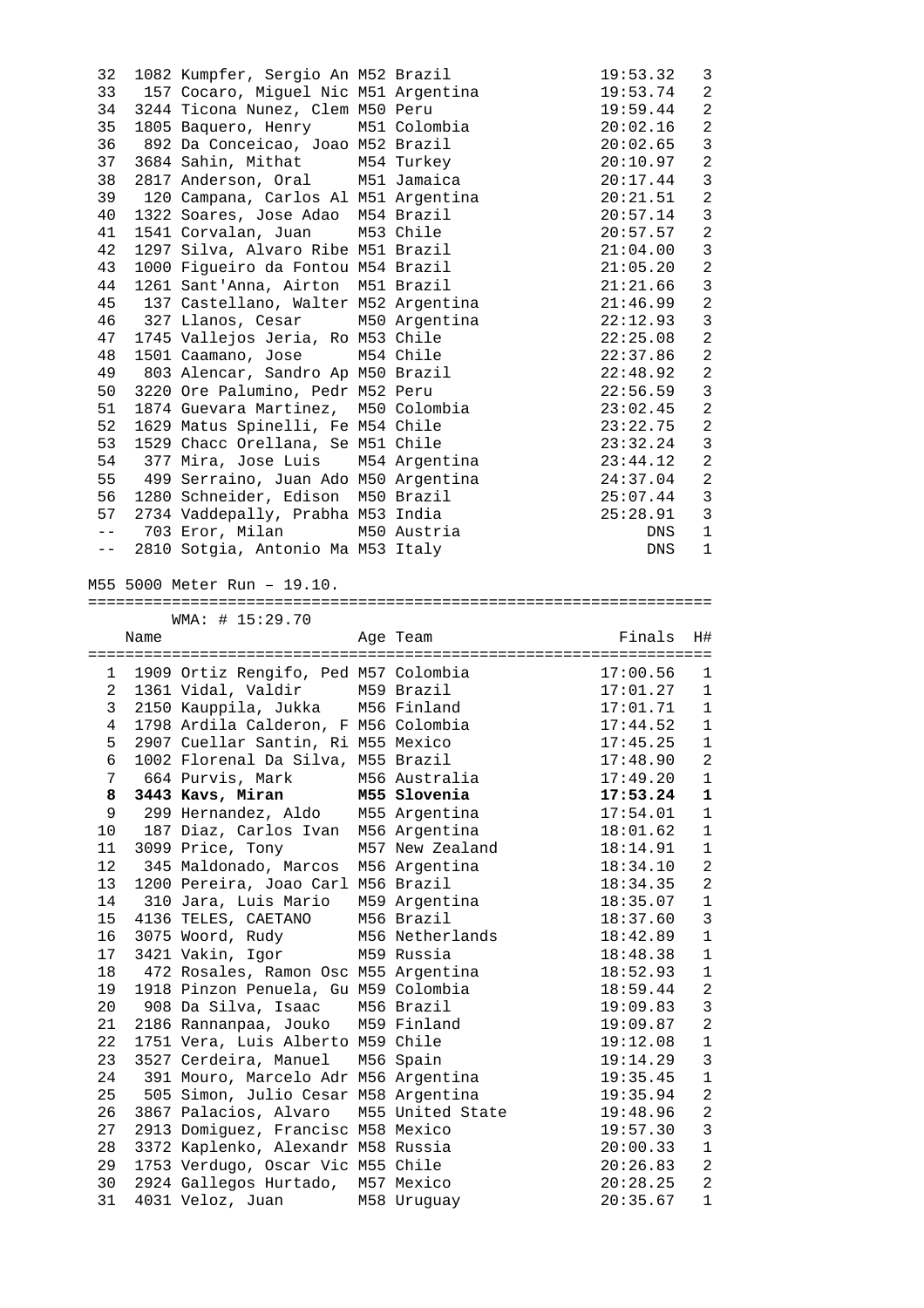| Place | Bib | Name | Age | Team | Finals | H# |
|---|---|---|---|---|---|---|
| 32 | 1082 | Kumpfer, Sergio An | M52 | Brazil | 19:53.32 | 3 |
| 33 | 157 | Cocaro, Miguel Nic | M51 | Argentina | 19:53.74 | 2 |
| 34 | 3244 | Ticona Nunez, Clem | M50 | Peru | 19:59.44 | 2 |
| 35 | 1805 | Baquero, Henry | M51 | Colombia | 20:02.16 | 2 |
| 36 | 892 | Da Conceicao, Joao | M52 | Brazil | 20:02.65 | 3 |
| 37 | 3684 | Sahin, Mithat | M54 | Turkey | 20:10.97 | 2 |
| 38 | 2817 | Anderson, Oral | M51 | Jamaica | 20:17.44 | 3 |
| 39 | 120 | Campana, Carlos Al | M51 | Argentina | 20:21.51 | 2 |
| 40 | 1322 | Soares, Jose Adao | M54 | Brazil | 20:57.14 | 3 |
| 41 | 1541 | Corvalan, Juan | M53 | Chile | 20:57.57 | 2 |
| 42 | 1297 | Silva, Alvaro Ribe | M51 | Brazil | 21:04.00 | 3 |
| 43 | 1000 | Figueiro da Fontou | M54 | Brazil | 21:05.20 | 2 |
| 44 | 1261 | Sant'Anna, Airton | M51 | Brazil | 21:21.66 | 3 |
| 45 | 137 | Castellano, Walter | M52 | Argentina | 21:46.99 | 2 |
| 46 | 327 | Llanos, Cesar | M50 | Argentina | 22:12.93 | 3 |
| 47 | 1745 | Vallejos Jeria, Ro | M53 | Chile | 22:25.08 | 2 |
| 48 | 1501 | Caamano, Jose | M54 | Chile | 22:37.86 | 2 |
| 49 | 803 | Alencar, Sandro Ap | M50 | Brazil | 22:48.92 | 2 |
| 50 | 3220 | Ore Palumino, Pedr | M52 | Peru | 22:56.59 | 3 |
| 51 | 1874 | Guevara Martinez, | M50 | Colombia | 23:02.45 | 2 |
| 52 | 1629 | Matus Spinelli, Fe | M54 | Chile | 23:22.75 | 2 |
| 53 | 1529 | Chacc Orellana, Se | M51 | Chile | 23:32.24 | 3 |
| 54 | 377 | Mira, Jose Luis | M54 | Argentina | 23:44.12 | 2 |
| 55 | 499 | Serraino, Juan Ado | M50 | Argentina | 24:37.04 | 2 |
| 56 | 1280 | Schneider, Edison | M50 | Brazil | 25:07.44 | 3 |
| 57 | 2734 | Vaddepally, Prabha | M53 | India | 25:28.91 | 3 |
| -- | 703 | Eror, Milan | M50 | Austria | DNS | 1 |
| -- | 2810 | Sotgia, Antonio Ma | M53 | Italy | DNS | 1 |

M55 5000 Meter Run – 19.10.

WMA: # 15:29.70

| Place | Bib | Name | Age | Team | Finals | H# |
|---|---|---|---|---|---|---|
| 1 | 1909 | Ortiz Rengifo, Ped | M57 | Colombia | 17:00.56 | 1 |
| 2 | 1361 | Vidal, Valdir | M59 | Brazil | 17:01.27 | 1 |
| 3 | 2150 | Kauppila, Jukka | M56 | Finland | 17:01.71 | 1 |
| 4 | 1798 | Ardila Calderon, F | M56 | Colombia | 17:44.52 | 1 |
| 5 | 2907 | Cuellar Santin, Ri | M55 | Mexico | 17:45.25 | 1 |
| 6 | 1002 | Florenal Da Silva, | M55 | Brazil | 17:48.90 | 2 |
| 7 | 664 | Purvis, Mark | M56 | Australia | 17:49.20 | 1 |
| **8** | **3443** | **Kavs, Miran** | **M55** | **Slovenia** | **17:53.24** | **1** |
| 9 | 299 | Hernandez, Aldo | M55 | Argentina | 17:54.01 | 1 |
| 10 | 187 | Diaz, Carlos Ivan | M56 | Argentina | 18:01.62 | 1 |
| 11 | 3099 | Price, Tony | M57 | New Zealand | 18:14.91 | 1 |
| 12 | 345 | Maldonado, Marcos | M56 | Argentina | 18:34.10 | 2 |
| 13 | 1200 | Pereira, Joao Carl | M56 | Brazil | 18:34.35 | 2 |
| 14 | 310 | Jara, Luis Mario | M59 | Argentina | 18:35.07 | 1 |
| 15 | 4136 | TELES, CAETANO | M56 | Brazil | 18:37.60 | 3 |
| 16 | 3075 | Woord, Rudy | M56 | Netherlands | 18:42.89 | 1 |
| 17 | 3421 | Vakin, Igor | M59 | Russia | 18:48.38 | 1 |
| 18 | 472 | Rosales, Ramon Osc | M55 | Argentina | 18:52.93 | 1 |
| 19 | 1918 | Pinzon Penuela, Gu | M59 | Colombia | 18:59.44 | 2 |
| 20 | 908 | Da Silva, Isaac | M56 | Brazil | 19:09.83 | 3 |
| 21 | 2186 | Rannanpaa, Jouko | M59 | Finland | 19:09.87 | 2 |
| 22 | 1751 | Vera, Luis Alberto | M59 | Chile | 19:12.08 | 1 |
| 23 | 3527 | Cerdeira, Manuel | M56 | Spain | 19:14.29 | 3 |
| 24 | 391 | Mouro, Marcelo Adr | M56 | Argentina | 19:35.45 | 1 |
| 25 | 505 | Simon, Julio Cesar | M58 | Argentina | 19:35.94 | 2 |
| 26 | 3867 | Palacios, Alvaro | M55 | United State | 19:48.96 | 2 |
| 27 | 2913 | Domiguez, Francisc | M58 | Mexico | 19:57.30 | 3 |
| 28 | 3372 | Kaplenko, Alexandr | M58 | Russia | 20:00.33 | 1 |
| 29 | 1753 | Verdugo, Oscar Vic | M55 | Chile | 20:26.83 | 2 |
| 30 | 2924 | Gallegos Hurtado, | M57 | Mexico | 20:28.25 | 2 |
| 31 | 4031 | Veloz, Juan | M58 | Uruguay | 20:35.67 | 1 |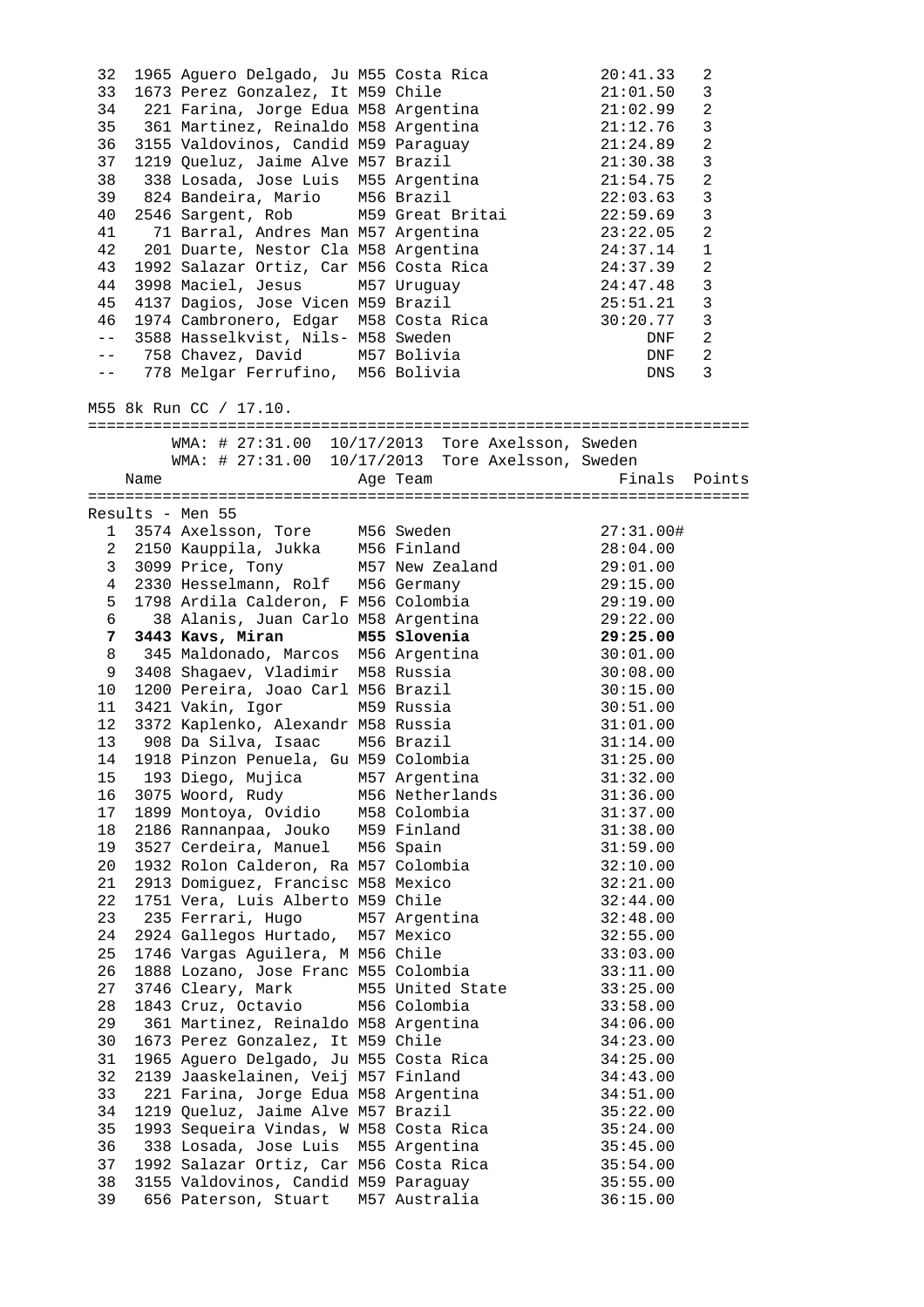| | | Name | Age | Team | Finals | Points |
|---|---|---|---|---|---|---|
| 32 | 1965 | Aguero Delgado, Ju | M55 | Costa Rica | 20:41.33 | 2 |
| 33 | 1673 | Perez Gonzalez, It | M59 | Chile | 21:01.50 | 3 |
| 34 | 221 | Farina, Jorge Edua | M58 | Argentina | 21:02.99 | 2 |
| 35 | 361 | Martinez, Reinaldo | M58 | Argentina | 21:12.76 | 3 |
| 36 | 3155 | Valdovinos, Candid | M59 | Paraguay | 21:24.89 | 2 |
| 37 | 1219 | Queluz, Jaime Alve | M57 | Brazil | 21:30.38 | 3 |
| 38 | 338 | Losada, Jose Luis | M55 | Argentina | 21:54.75 | 2 |
| 39 | 824 | Bandeira, Mario | M56 | Brazil | 22:03.63 | 3 |
| 40 | 2546 | Sargent, Rob | M59 | Great Britai | 22:59.69 | 3 |
| 41 | 71 | Barral, Andres Man | M57 | Argentina | 23:22.05 | 2 |
| 42 | 201 | Duarte, Nestor Cla | M58 | Argentina | 24:37.14 | 1 |
| 43 | 1992 | Salazar Ortiz, Car | M56 | Costa Rica | 24:37.39 | 2 |
| 44 | 3998 | Maciel, Jesus | M57 | Uruguay | 24:47.48 | 3 |
| 45 | 4137 | Dagios, Jose Vicen | M59 | Brazil | 25:51.21 | 3 |
| 46 | 1974 | Cambronero, Edgar | M58 | Costa Rica | 30:20.77 | 3 |
| -- | 3588 | Hasselkvist, Nils- | M58 | Sweden | DNF | 2 |
| -- | 758 | Chavez, David | M57 | Bolivia | DNF | 2 |
| -- | 778 | Melgar Ferrufino, | M56 | Bolivia | DNS | 3 |

M55 8k Run CC / 17.10.

WMA: # 27:31.00 10/17/2013 Tore Axelsson, Sweden
WMA: # 27:31.00 10/17/2013 Tore Axelsson, Sweden

Results - Men 55

| | | Name | Age | Team | Finals | Points |
|---|---|---|---|---|---|---|
| 1 | 3574 | Axelsson, Tore | M56 | Sweden | 27:31.00# | |
| 2 | 2150 | Kauppila, Jukka | M56 | Finland | 28:04.00 | |
| 3 | 3099 | Price, Tony | M57 | New Zealand | 29:01.00 | |
| 4 | 2330 | Hesselmann, Rolf | M56 | Germany | 29:15.00 | |
| 5 | 1798 | Ardila Calderon, F | M56 | Colombia | 29:19.00 | |
| 6 | 38 | Alanis, Juan Carlo | M58 | Argentina | 29:22.00 | |
| **7** | **3443** | **Kavs, Miran** | **M55** | **Slovenia** | **29:25.00** | |
| 8 | 345 | Maldonado, Marcos | M56 | Argentina | 30:01.00 | |
| 9 | 3408 | Shagaev, Vladimir | M58 | Russia | 30:08.00 | |
| 10 | 1200 | Pereira, Joao Carl | M56 | Brazil | 30:15.00 | |
| 11 | 3421 | Vakin, Igor | M59 | Russia | 30:51.00 | |
| 12 | 3372 | Kaplenko, Alexandr | M58 | Russia | 31:01.00 | |
| 13 | 908 | Da Silva, Isaac | M56 | Brazil | 31:14.00 | |
| 14 | 1918 | Pinzon Penuela, Gu | M59 | Colombia | 31:25.00 | |
| 15 | 193 | Diego, Mujica | M57 | Argentina | 31:32.00 | |
| 16 | 3075 | Woord, Rudy | M56 | Netherlands | 31:36.00 | |
| 17 | 1899 | Montoya, Ovidio | M58 | Colombia | 31:37.00 | |
| 18 | 2186 | Rannanpaa, Jouko | M59 | Finland | 31:38.00 | |
| 19 | 3527 | Cerdeira, Manuel | M56 | Spain | 31:59.00 | |
| 20 | 1932 | Rolon Calderon, Ra | M57 | Colombia | 32:10.00 | |
| 21 | 2913 | Domiguez, Francisc | M58 | Mexico | 32:21.00 | |
| 22 | 1751 | Vera, Luis Alberto | M59 | Chile | 32:44.00 | |
| 23 | 235 | Ferrari, Hugo | M57 | Argentina | 32:48.00 | |
| 24 | 2924 | Gallegos Hurtado, | M57 | Mexico | 32:55.00 | |
| 25 | 1746 | Vargas Aguilera, M | M56 | Chile | 33:03.00 | |
| 26 | 1888 | Lozano, Jose Franc | M55 | Colombia | 33:11.00 | |
| 27 | 3746 | Cleary, Mark | M55 | United State | 33:25.00 | |
| 28 | 1843 | Cruz, Octavio | M56 | Colombia | 33:58.00 | |
| 29 | 361 | Martinez, Reinaldo | M58 | Argentina | 34:06.00 | |
| 30 | 1673 | Perez Gonzalez, It | M59 | Chile | 34:23.00 | |
| 31 | 1965 | Aguero Delgado, Ju | M55 | Costa Rica | 34:25.00 | |
| 32 | 2139 | Jaaskelainen, Veij | M57 | Finland | 34:43.00 | |
| 33 | 221 | Farina, Jorge Edua | M58 | Argentina | 34:51.00 | |
| 34 | 1219 | Queluz, Jaime Alve | M57 | Brazil | 35:22.00 | |
| 35 | 1993 | Sequeira Vindas, W | M58 | Costa Rica | 35:24.00 | |
| 36 | 338 | Losada, Jose Luis | M55 | Argentina | 35:45.00 | |
| 37 | 1992 | Salazar Ortiz, Car | M56 | Costa Rica | 35:54.00 | |
| 38 | 3155 | Valdovinos, Candid | M59 | Paraguay | 35:55.00 | |
| 39 | 656 | Paterson, Stuart | M57 | Australia | 36:15.00 | |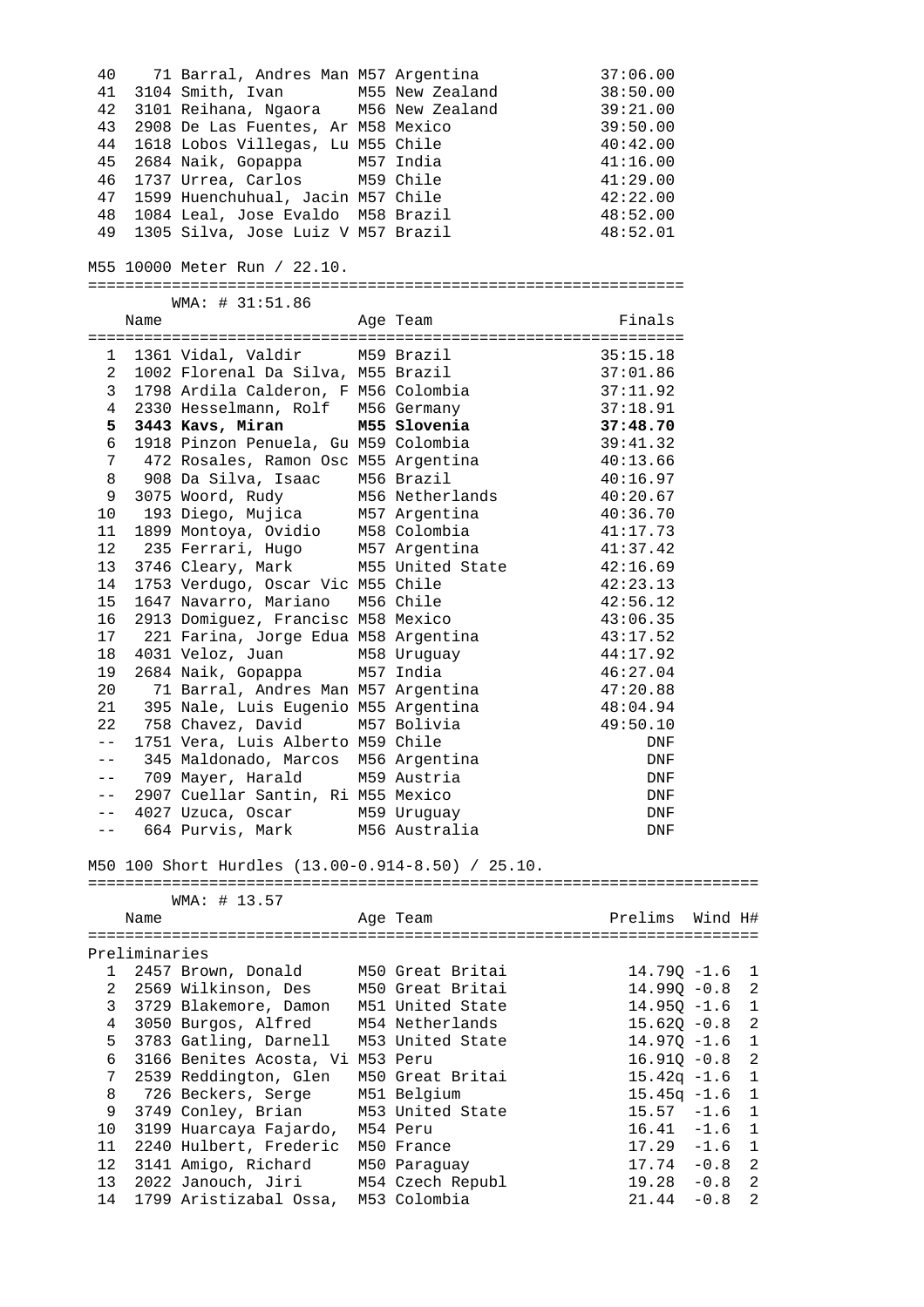| Place | Bib | Name | Age | Team | Finals |
|---|---|---|---|---|---|
| 40 | 71 | Barral, Andres Man | M57 | Argentina | 37:06.00 |
| 41 | 3104 | Smith, Ivan | M55 | New Zealand | 38:50.00 |
| 42 | 3101 | Reihana, Ngaora | M56 | New Zealand | 39:21.00 |
| 43 | 2908 | De Las Fuentes, Ar | M58 | Mexico | 39:50.00 |
| 44 | 1618 | Lobos Villegas, Lu | M55 | Chile | 40:42.00 |
| 45 | 2684 | Naik, Gopappa | M57 | India | 41:16.00 |
| 46 | 1737 | Urrea, Carlos | M59 | Chile | 41:29.00 |
| 47 | 1599 | Huenchuhual, Jacin | M57 | Chile | 42:22.00 |
| 48 | 1084 | Leal, Jose Evaldo | M58 | Brazil | 48:52.00 |
| 49 | 1305 | Silva, Jose Luiz V | M57 | Brazil | 48:52.01 |

## M55 10000 Meter Run / 22.10.

WMA: # 31:51.86

| Place | Bib | Name | Age | Team | Finals |
|---|---|---|---|---|---|
| 1 | 1361 | Vidal, Valdir | M59 | Brazil | 35:15.18 |
| 2 | 1002 | Florenal Da Silva, | M55 | Brazil | 37:01.86 |
| 3 | 1798 | Ardila Calderon, F | M56 | Colombia | 37:11.92 |
| 4 | 2330 | Hesselmann, Rolf | M56 | Germany | 37:18.91 |
| **5** | **3443** | **Kavs, Miran** | **M55** | **Slovenia** | **37:48.70** |
| 6 | 1918 | Pinzon Penuela, Gu | M59 | Colombia | 39:41.32 |
| 7 | 472 | Rosales, Ramon Osc | M55 | Argentina | 40:13.66 |
| 8 | 908 | Da Silva, Isaac | M56 | Brazil | 40:16.97 |
| 9 | 3075 | Woord, Rudy | M56 | Netherlands | 40:20.67 |
| 10 | 193 | Diego, Mujica | M57 | Argentina | 40:36.70 |
| 11 | 1899 | Montoya, Ovidio | M58 | Colombia | 41:17.73 |
| 12 | 235 | Ferrari, Hugo | M57 | Argentina | 41:37.42 |
| 13 | 3746 | Cleary, Mark | M55 | United State | 42:16.69 |
| 14 | 1753 | Verdugo, Oscar Vic | M55 | Chile | 42:23.13 |
| 15 | 1647 | Navarro, Mariano | M56 | Chile | 42:56.12 |
| 16 | 2913 | Domiguez, Francisc | M58 | Mexico | 43:06.35 |
| 17 | 221 | Farina, Jorge Edua | M58 | Argentina | 43:17.52 |
| 18 | 4031 | Veloz, Juan | M58 | Uruguay | 44:17.92 |
| 19 | 2684 | Naik, Gopappa | M57 | India | 46:27.04 |
| 20 | 71 | Barral, Andres Man | M57 | Argentina | 47:20.88 |
| 21 | 395 | Nale, Luis Eugenio | M55 | Argentina | 48:04.94 |
| 22 | 758 | Chavez, David | M57 | Bolivia | 49:50.10 |
| -- | 1751 | Vera, Luis Alberto | M59 | Chile | DNF |
| -- | 345 | Maldonado, Marcos | M56 | Argentina | DNF |
| -- | 709 | Mayer, Harald | M59 | Austria | DNF |
| -- | 2907 | Cuellar Santin, Ri | M55 | Mexico | DNF |
| -- | 4027 | Uzuca, Oscar | M59 | Uruguay | DNF |
| -- | 664 | Purvis, Mark | M56 | Australia | DNF |

## M50 100 Short Hurdles (13.00-0.914-8.50) / 25.10.

WMA: # 13.57

Preliminaries

| Place | Bib | Name | Age | Team | Prelims | Wind | H# |
|---|---|---|---|---|---|---|---|
| 1 | 2457 | Brown, Donald | M50 | Great Britai | 14.79Q | -1.6 | 1 |
| 2 | 2569 | Wilkinson, Des | M50 | Great Britai | 14.99Q | -0.8 | 2 |
| 3 | 3729 | Blakemore, Damon | M51 | United State | 14.95Q | -1.6 | 1 |
| 4 | 3050 | Burgos, Alfred | M54 | Netherlands | 15.62Q | -0.8 | 2 |
| 5 | 3783 | Gatling, Darnell | M53 | United State | 14.97Q | -1.6 | 1 |
| 6 | 3166 | Benites Acosta, Vi | M53 | Peru | 16.91Q | -0.8 | 2 |
| 7 | 2539 | Reddington, Glen | M50 | Great Britai | 15.42q | -1.6 | 1 |
| 8 | 726 | Beckers, Serge | M51 | Belgium | 15.45q | -1.6 | 1 |
| 9 | 3749 | Conley, Brian | M53 | United State | 15.57 | -1.6 | 1 |
| 10 | 3199 | Huarcaya Fajardo, | M54 | Peru | 16.41 | -1.6 | 1 |
| 11 | 2240 | Hulbert, Frederic | M50 | France | 17.29 | -1.6 | 1 |
| 12 | 3141 | Amigo, Richard | M50 | Paraguay | 17.74 | -0.8 | 2 |
| 13 | 2022 | Janouch, Jiri | M54 | Czech Republ | 19.28 | -0.8 | 2 |
| 14 | 1799 | Aristizabal Ossa, | M53 | Colombia | 21.44 | -0.8 | 2 |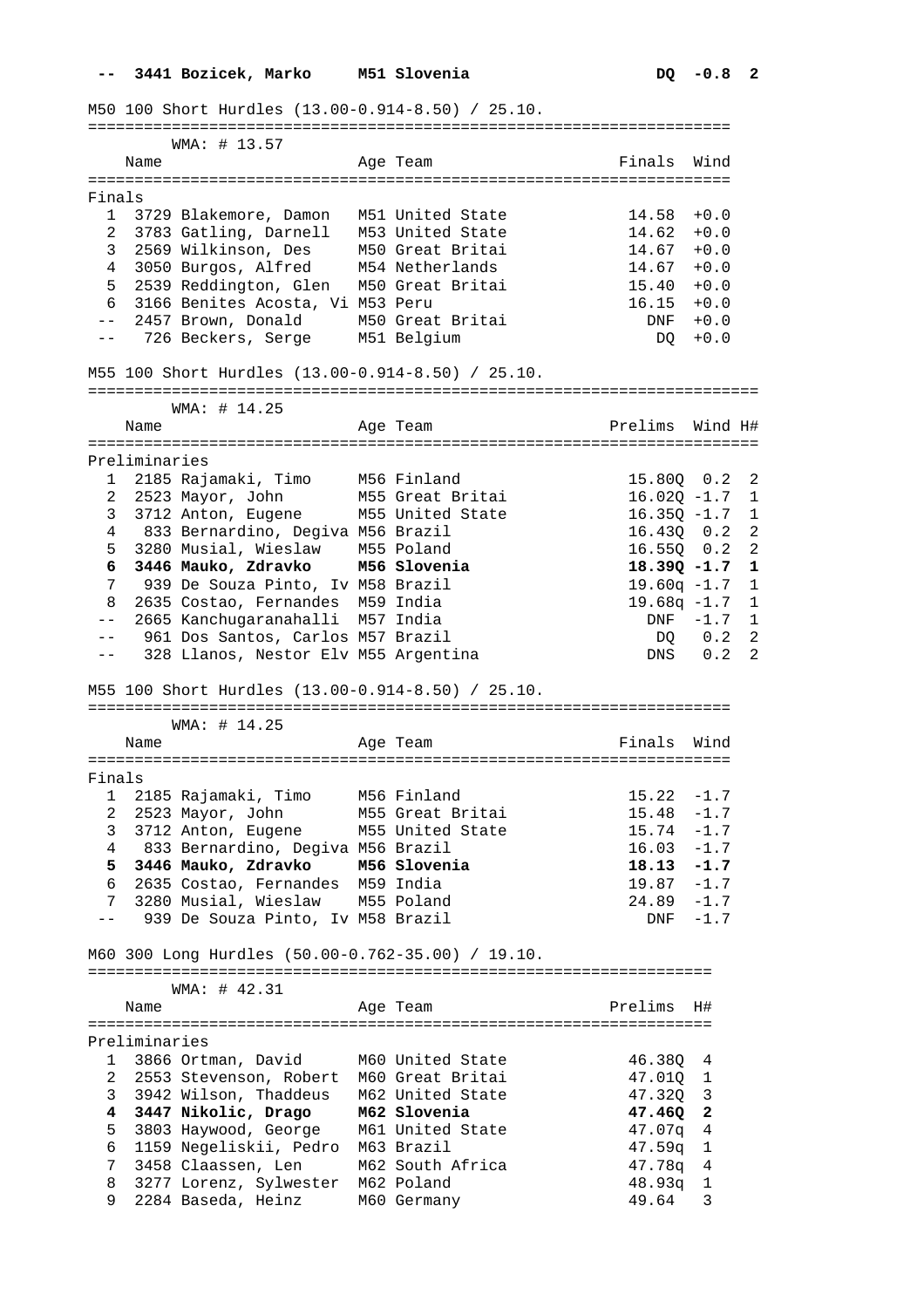| -- | 3441 | **Bozicek, Marko** | **M51** | **Slovenia** | **DQ** | **-0.8** | **2** |
|---|---|---|---|---|---|---|---|

## M50 100 Short Hurdles (13.00-0.914-8.50) / 25.10.

WMA: # 13.57

**Finals**

| Place | No. | Name | Age | Team | Finals | Wind |
|---|---|---|---|---|---|---|
| 1 | 3729 | Blakemore, Damon | M51 | United State | 14.58 | +0.0 |
| 2 | 3783 | Gatling, Darnell | M53 | United State | 14.62 | +0.0 |
| 3 | 2569 | Wilkinson, Des | M50 | Great Britai | 14.67 | +0.0 |
| 4 | 3050 | Burgos, Alfred | M54 | Netherlands | 14.67 | +0.0 |
| 5 | 2539 | Reddington, Glen | M50 | Great Britai | 15.40 | +0.0 |
| 6 | 3166 | Benites Acosta, Vi | M53 | Peru | 16.15 | +0.0 |
| -- | 2457 | Brown, Donald | M50 | Great Britai | DNF | +0.0 |
| -- | 726 | Beckers, Serge | M51 | Belgium | DQ | +0.0 |

## M55 100 Short Hurdles (13.00-0.914-8.50) / 25.10.

WMA: # 14.25

**Preliminaries**

| Place | No. | Name | Age | Team | Prelims | Wind | H# |
|---|---|---|---|---|---|---|---|
| 1 | 2185 | Rajamaki, Timo | M56 | Finland | 15.80Q | 0.2 | 2 |
| 2 | 2523 | Mayor, John | M55 | Great Britai | 16.02Q | -1.7 | 1 |
| 3 | 3712 | Anton, Eugene | M55 | United State | 16.35Q | -1.7 | 1 |
| 4 | 833 | Bernardino, Degiva | M56 | Brazil | 16.43Q | 0.2 | 2 |
| 5 | 3280 | Musial, Wieslaw | M55 | Poland | 16.55Q | 0.2 | 2 |
| **6** | **3446** | **Mauko, Zdravko** | **M56** | **Slovenia** | **18.39Q** | **-1.7** | **1** |
| 7 | 939 | De Souza Pinto, Iv | M58 | Brazil | 19.60q | -1.7 | 1 |
| 8 | 2635 | Costao, Fernandes | M59 | India | 19.68q | -1.7 | 1 |
| -- | 2665 | Kanchugaranahalli | M57 | India | DNF | -1.7 | 1 |
| -- | 961 | Dos Santos, Carlos | M57 | Brazil | DQ | 0.2 | 2 |
| -- | 328 | Llanos, Nestor Elv | M55 | Argentina | DNS | 0.2 | 2 |

## M55 100 Short Hurdles (13.00-0.914-8.50) / 25.10.

WMA: # 14.25

**Finals**

| Place | No. | Name | Age | Team | Finals | Wind |
|---|---|---|---|---|---|---|
| 1 | 2185 | Rajamaki, Timo | M56 | Finland | 15.22 | -1.7 |
| 2 | 2523 | Mayor, John | M55 | Great Britai | 15.48 | -1.7 |
| 3 | 3712 | Anton, Eugene | M55 | United State | 15.74 | -1.7 |
| 4 | 833 | Bernardino, Degiva | M56 | Brazil | 16.03 | -1.7 |
| **5** | **3446** | **Mauko, Zdravko** | **M56** | **Slovenia** | **18.13** | **-1.7** |
| 6 | 2635 | Costao, Fernandes | M59 | India | 19.87 | -1.7 |
| 7 | 3280 | Musial, Wieslaw | M55 | Poland | 24.89 | -1.7 |
| -- | 939 | De Souza Pinto, Iv | M58 | Brazil | DNF | -1.7 |

## M60 300 Long Hurdles (50.00-0.762-35.00) / 19.10.

WMA: # 42.31

**Preliminaries**

| Place | No. | Name | Age | Team | Prelims | H# |
|---|---|---|---|---|---|---|
| 1 | 3866 | Ortman, David | M60 | United State | 46.38Q | 4 |
| 2 | 2553 | Stevenson, Robert | M60 | Great Britai | 47.01Q | 1 |
| 3 | 3942 | Wilson, Thaddeus | M62 | United State | 47.32Q | 3 |
| **4** | **3447** | **Nikolic, Drago** | **M62** | **Slovenia** | **47.46Q** | **2** |
| 5 | 3803 | Haywood, George | M61 | United State | 47.07q | 4 |
| 6 | 1159 | Negeliskii, Pedro | M63 | Brazil | 47.59q | 1 |
| 7 | 3458 | Claassen, Len | M62 | South Africa | 47.78q | 4 |
| 8 | 3277 | Lorenz, Sylwester | M62 | Poland | 48.93q | 1 |
| 9 | 2284 | Baseda, Heinz | M60 | Germany | 49.64 | 3 |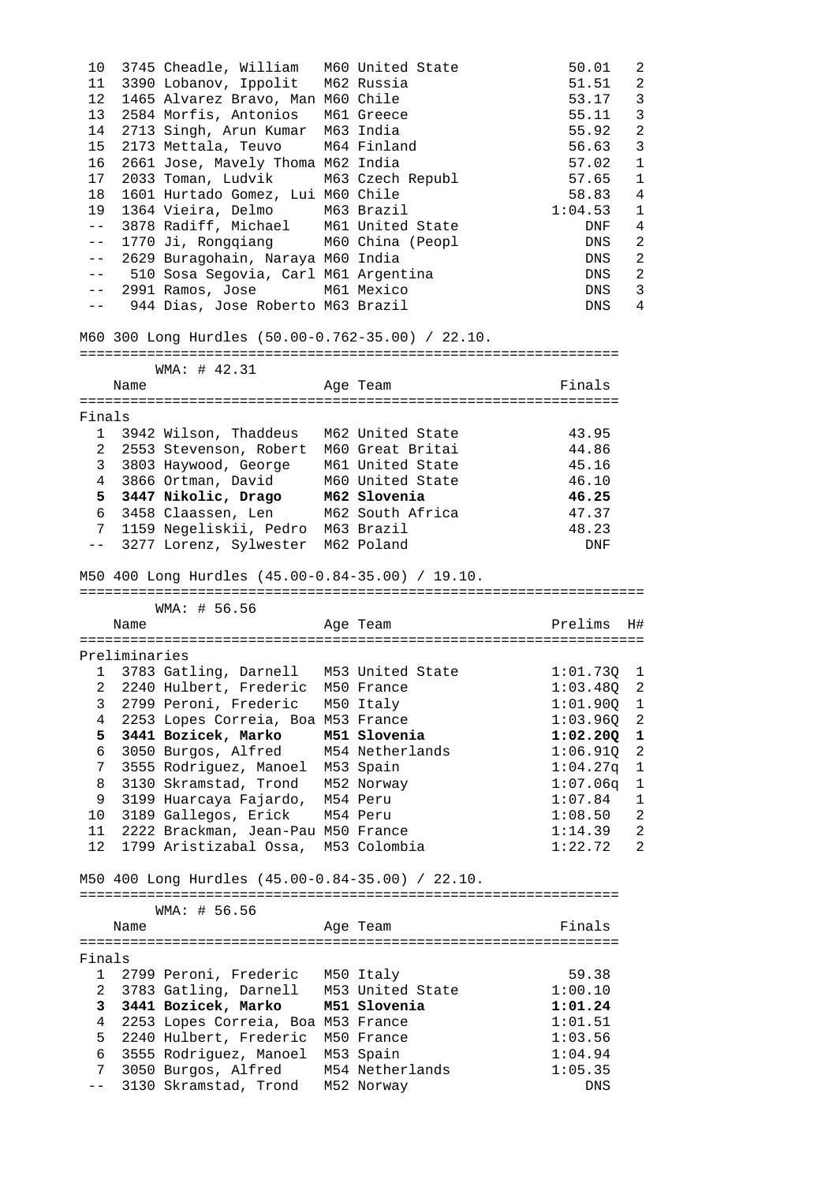| Place | Bib | Name | Age | Team | Result | H# |
|---|---|---|---|---|---|---|
| 10 | 3745 | Cheadle, William | M60 | United State | 50.01 | 2 |
| 11 | 3390 | Lobanov, Ippolit | M62 | Russia | 51.51 | 2 |
| 12 | 1465 | Alvarez Bravo, Man | M60 | Chile | 53.17 | 3 |
| 13 | 2584 | Morfis, Antonios | M61 | Greece | 55.11 | 3 |
| 14 | 2713 | Singh, Arun Kumar | M63 | India | 55.92 | 2 |
| 15 | 2173 | Mettala, Teuvo | M64 | Finland | 56.63 | 3 |
| 16 | 2661 | Jose, Mavely Thoma | M62 | India | 57.02 | 1 |
| 17 | 2033 | Toman, Ludvik | M63 | Czech Republ | 57.65 | 1 |
| 18 | 1601 | Hurtado Gomez, Lui | M60 | Chile | 58.83 | 4 |
| 19 | 1364 | Vieira, Delmo | M63 | Brazil | 1:04.53 | 1 |
| -- | 3878 | Radiff, Michael | M61 | United State | DNF | 4 |
| -- | 1770 | Ji, Rongqiang | M60 | China (Peopl | DNS | 2 |
| -- | 2629 | Buragohain, Naraya | M60 | India | DNS | 2 |
| -- | 510 | Sosa Segovia, Carl | M61 | Argentina | DNS | 2 |
| -- | 2991 | Ramos, Jose | M61 | Mexico | DNS | 3 |
| -- | 944 | Dias, Jose Roberto | M63 | Brazil | DNS | 4 |

## M60 300 Long Hurdles (50.00-0.762-35.00) / 22.10.

WMA: # 42.31

Finals

| Place | Bib | Name | Age | Team | Finals |
|---|---|---|---|---|---|
| 1 | 3942 | Wilson, Thaddeus | M62 | United State | 43.95 |
| 2 | 2553 | Stevenson, Robert | M60 | Great Britai | 44.86 |
| 3 | 3803 | Haywood, George | M61 | United State | 45.16 |
| 4 | 3866 | Ortman, David | M60 | United State | 46.10 |
| **5** | **3447** | **Nikolic, Drago** | **M62** | **Slovenia** | **46.25** |
| 6 | 3458 | Claassen, Len | M62 | South Africa | 47.37 |
| 7 | 1159 | Negeliskii, Pedro | M63 | Brazil | 48.23 |
| -- | 3277 | Lorenz, Sylwester | M62 | Poland | DNF |

## M50 400 Long Hurdles (45.00-0.84-35.00) / 19.10.

WMA: # 56.56

Preliminaries

| Place | Bib | Name | Age | Team | Prelims | H# |
|---|---|---|---|---|---|---|
| 1 | 3783 | Gatling, Darnell | M53 | United State | 1:01.73Q | 1 |
| 2 | 2240 | Hulbert, Frederic | M50 | France | 1:03.48Q | 2 |
| 3 | 2799 | Peroni, Frederic | M50 | Italy | 1:01.90Q | 1 |
| 4 | 2253 | Lopes Correia, Boa | M53 | France | 1:03.96Q | 2 |
| **5** | **3441** | **Bozicek, Marko** | **M51** | **Slovenia** | **1:02.20Q** | **1** |
| 6 | 3050 | Burgos, Alfred | M54 | Netherlands | 1:06.91Q | 2 |
| 7 | 3555 | Rodriguez, Manoel | M53 | Spain | 1:04.27q | 1 |
| 8 | 3130 | Skramstad, Trond | M52 | Norway | 1:07.06q | 1 |
| 9 | 3199 | Huarcaya Fajardo, | M54 | Peru | 1:07.84 | 1 |
| 10 | 3189 | Gallegos, Erick | M54 | Peru | 1:08.50 | 2 |
| 11 | 2222 | Brackman, Jean-Pau | M50 | France | 1:14.39 | 2 |
| 12 | 1799 | Aristizabal Ossa, | M53 | Colombia | 1:22.72 | 2 |

## M50 400 Long Hurdles (45.00-0.84-35.00) / 22.10.

WMA: # 56.56

Finals

| Place | Bib | Name | Age | Team | Finals |
|---|---|---|---|---|---|
| 1 | 2799 | Peroni, Frederic | M50 | Italy | 59.38 |
| 2 | 3783 | Gatling, Darnell | M53 | United State | 1:00.10 |
| **3** | **3441** | **Bozicek, Marko** | **M51** | **Slovenia** | **1:01.24** |
| 4 | 2253 | Lopes Correia, Boa | M53 | France | 1:01.51 |
| 5 | 2240 | Hulbert, Frederic | M50 | France | 1:03.56 |
| 6 | 3555 | Rodriguez, Manoel | M53 | Spain | 1:04.94 |
| 7 | 3050 | Burgos, Alfred | M54 | Netherlands | 1:05.35 |
| -- | 3130 | Skramstad, Trond | M52 | Norway | DNS |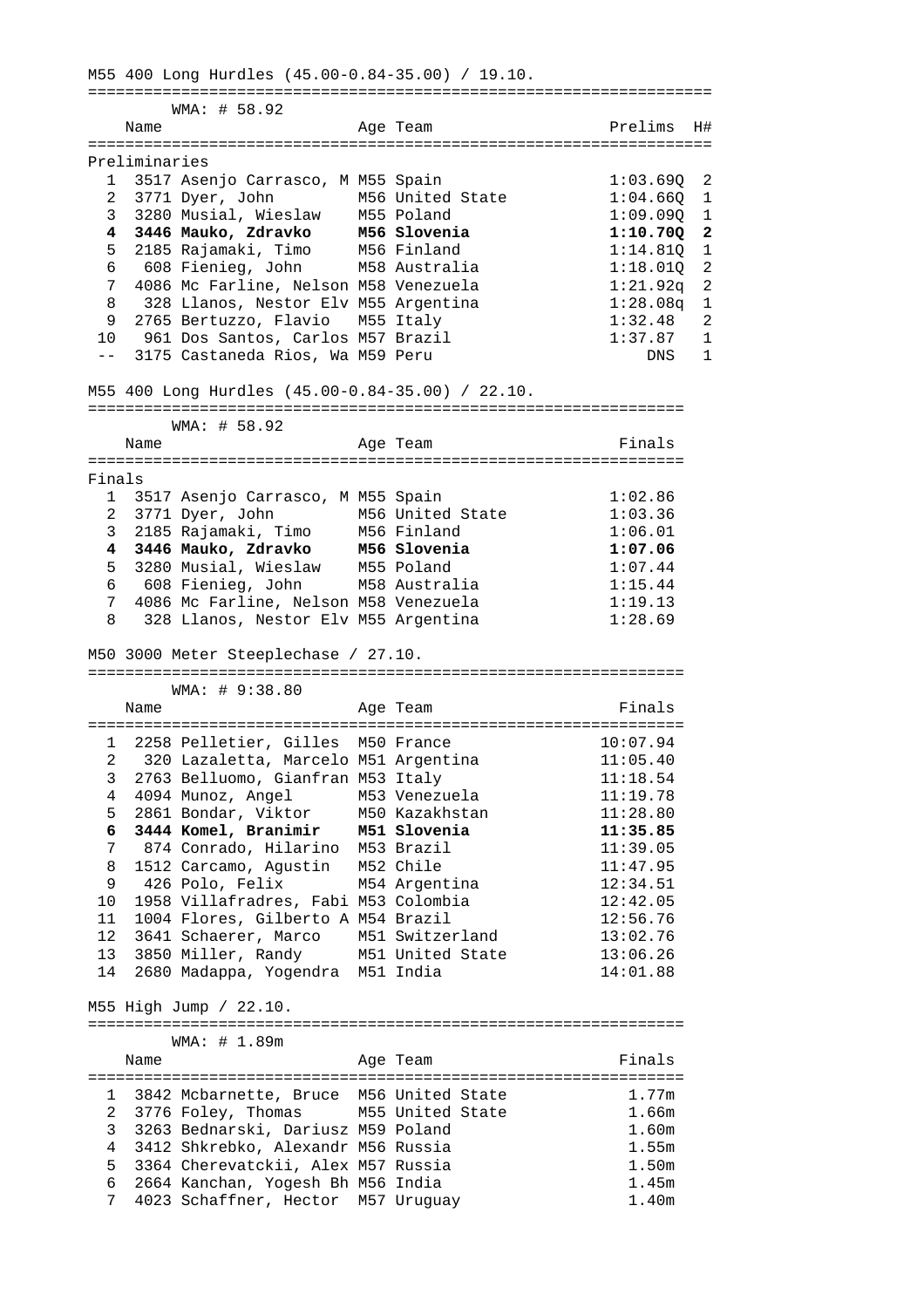M55 400 Long Hurdles (45.00-0.84-35.00) / 19.10.

WMA: # 58.92

| | Name | Age | Team | Prelims | H# |
|---|---|---|---|---|---|
| Preliminaries | | | | | |
| 1 | 3517 Asenjo Carrasco, M | M55 | Spain | 1:03.69Q | 2 |
| 2 | 3771 Dyer, John | M56 | United State | 1:04.66Q | 1 |
| 3 | 3280 Musial, Wieslaw | M55 | Poland | 1:09.09Q | 1 |
| **4** | **3446 Mauko, Zdravko** | **M56** | **Slovenia** | **1:10.70Q** | **2** |
| 5 | 2185 Rajamaki, Timo | M56 | Finland | 1:14.81Q | 1 |
| 6 | 608 Fienieg, John | M58 | Australia | 1:18.01Q | 2 |
| 7 | 4086 Mc Farline, Nelson | M58 | Venezuela | 1:21.92q | 2 |
| 8 | 328 Llanos, Nestor Elv | M55 | Argentina | 1:28.08q | 1 |
| 9 | 2765 Bertuzzo, Flavio | M55 | Italy | 1:32.48 | 2 |
| 10 | 961 Dos Santos, Carlos | M57 | Brazil | 1:37.87 | 1 |
| -- | 3175 Castaneda Rios, Wa | M59 | Peru | DNS | 1 |

M55 400 Long Hurdles (45.00-0.84-35.00) / 22.10.

WMA: # 58.92

| | Name | Age | Team | Finals |
|---|---|---|---|---|
| Finals | | | | |
| 1 | 3517 Asenjo Carrasco, M | M55 | Spain | 1:02.86 |
| 2 | 3771 Dyer, John | M56 | United State | 1:03.36 |
| 3 | 2185 Rajamaki, Timo | M56 | Finland | 1:06.01 |
| **4** | **3446 Mauko, Zdravko** | **M56** | **Slovenia** | **1:07.06** |
| 5 | 3280 Musial, Wieslaw | M55 | Poland | 1:07.44 |
| 6 | 608 Fienieg, John | M58 | Australia | 1:15.44 |
| 7 | 4086 Mc Farline, Nelson | M58 | Venezuela | 1:19.13 |
| 8 | 328 Llanos, Nestor Elv | M55 | Argentina | 1:28.69 |

M50 3000 Meter Steeplechase / 27.10.

WMA: # 9:38.80

| | Name | Age | Team | Finals |
|---|---|---|---|---|
| 1 | 2258 Pelletier, Gilles | M50 | France | 10:07.94 |
| 2 | 320 Lazaletta, Marcelo | M51 | Argentina | 11:05.40 |
| 3 | 2763 Belluomo, Gianfran | M53 | Italy | 11:18.54 |
| 4 | 4094 Munoz, Angel | M53 | Venezuela | 11:19.78 |
| 5 | 2861 Bondar, Viktor | M50 | Kazakhstan | 11:28.80 |
| **6** | **3444 Komel, Branimir** | **M51** | **Slovenia** | **11:35.85** |
| 7 | 874 Conrado, Hilarino | M53 | Brazil | 11:39.05 |
| 8 | 1512 Carcamo, Agustin | M52 | Chile | 11:47.95 |
| 9 | 426 Polo, Felix | M54 | Argentina | 12:34.51 |
| 10 | 1958 Villafradres, Fabi | M53 | Colombia | 12:42.05 |
| 11 | 1004 Flores, Gilberto A | M54 | Brazil | 12:56.76 |
| 12 | 3641 Schaerer, Marco | M51 | Switzerland | 13:02.76 |
| 13 | 3850 Miller, Randy | M51 | United State | 13:06.26 |
| 14 | 2680 Madappa, Yogendra | M51 | India | 14:01.88 |

M55 High Jump / 22.10.

WMA: # 1.89m

| | Name | Age | Team | Finals |
|---|---|---|---|---|
| 1 | 3842 Mcbarnette, Bruce | M56 | United State | 1.77m |
| 2 | 3776 Foley, Thomas | M55 | United State | 1.66m |
| 3 | 3263 Bednarski, Dariusz | M59 | Poland | 1.60m |
| 4 | 3412 Shkrebko, Alexandr | M56 | Russia | 1.55m |
| 5 | 3364 Cherevatckii, Alex | M57 | Russia | 1.50m |
| 6 | 2664 Kanchan, Yogesh Bh | M56 | India | 1.45m |
| 7 | 4023 Schaffner, Hector | M57 | Uruguay | 1.40m |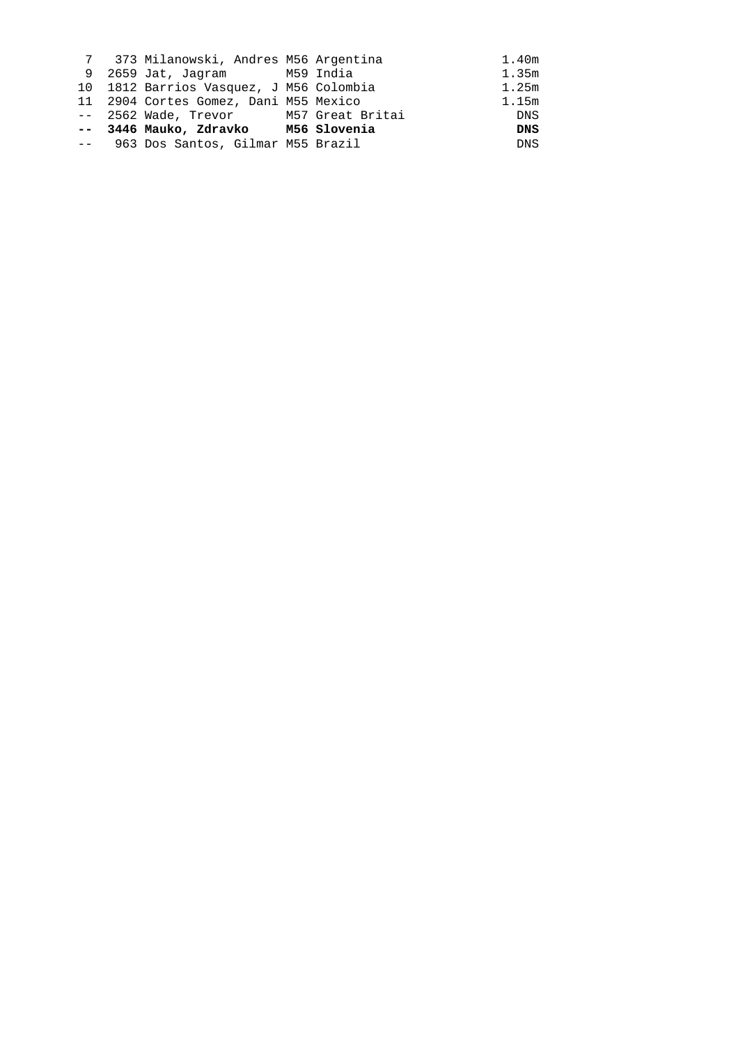| Place | Bib | Name | Age | Country | Mark |
|---|---|---|---|---|---|
| 7 | 373 | Milanowski, Andres | M56 | Argentina | 1.40m |
| 9 | 2659 | Jat, Jagram | M59 | India | 1.35m |
| 10 | 1812 | Barrios Vasquez, J | M56 | Colombia | 1.25m |
| 11 | 2904 | Cortes Gomez, Dani | M55 | Mexico | 1.15m |
| -- | 2562 | Wade, Trevor | M57 | Great Britai | DNS |
| **--** | **3446** | **Mauko, Zdravko** | **M56** | **Slovenia** | **DNS** |
| -- | 963 | Dos Santos, Gilmar | M55 | Brazil | DNS |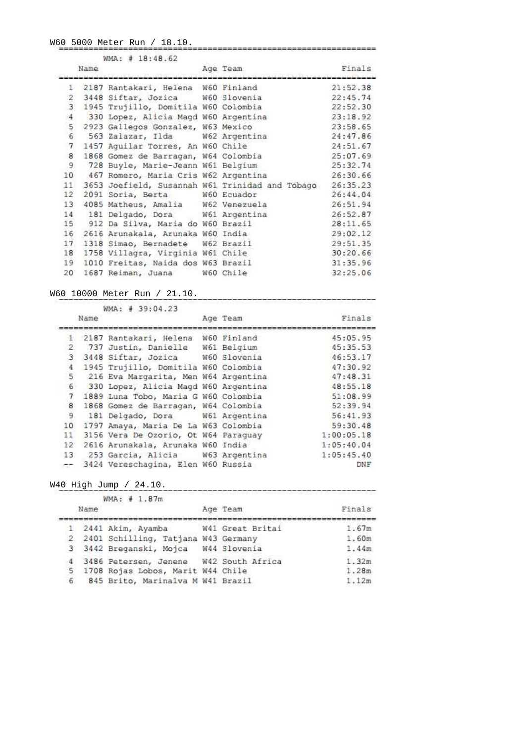## W60 5000 Meter Run / 18.10.

WMA: # 18:48.62

| | Name | Age | Team | Finals |
|---|---|---|---|---|
| 1 | 2187 Rantakari, Helena | W60 | Finland | 21:52.38 |
| 2 | 3448 Siftar, Jozica | W60 | Slovenia | 22:45.74 |
| 3 | 1945 Trujillo, Domitila | W60 | Colombia | 22:52.30 |
| 4 | 330 Lopez, Alicia Magd | W60 | Argentina | 23:18.92 |
| 5 | 2923 Gallegos Gonzalez, | W63 | Mexico | 23:58.65 |
| 6 | 563 Zalazar, Ilda | W62 | Argentina | 24:47.86 |
| 7 | 1457 Aguilar Torres, An | W60 | Chile | 24:51.67 |
| 8 | 1868 Gomez de Barragan, | W64 | Colombia | 25:07.69 |
| 9 | 728 Buyle, Marie-Jeann | W61 | Belgium | 25:32.74 |
| 10 | 467 Romero, Maria Cris | W62 | Argentina | 26:30.66 |
| 11 | 3653 Joefield, Susannah | W61 | Trinidad and Tobago | 26:35.23 |
| 12 | 2091 Soria, Berta | W60 | Ecuador | 26:44.04 |
| 13 | 4085 Matheus, Amalia | W62 | Venezuela | 26:51.94 |
| 14 | 181 Delgado, Dora | W61 | Argentina | 26:52.87 |
| 15 | 912 Da Silva, Maria do | W60 | Brazil | 28:11.65 |
| 16 | 2616 Arunakala, Arunaka | W60 | India | 29:02.12 |
| 17 | 1318 Simao, Bernadete | W62 | Brazil | 29:51.35 |
| 18 | 1758 Villagra, Virginia | W61 | Chile | 30:20.66 |
| 19 | 1010 Freitas, Naida dos | W63 | Brazil | 31:35.96 |
| 20 | 1687 Reiman, Juana | W60 | Chile | 32:25.06 |

## W60 10000 Meter Run / 21.10.

WMA: # 39:04.23

| | Name | Age | Team | Finals |
|---|---|---|---|---|
| 1 | 2187 Rantakari, Helena | W60 | Finland | 45:05.95 |
| 2 | 737 Justin, Danielle | W61 | Belgium | 45:35.53 |
| 3 | 3448 Siftar, Jozica | W60 | Slovenia | 46:53.17 |
| 4 | 1945 Trujillo, Domitila | W60 | Colombia | 47:30.92 |
| 5 | 216 Eva Margarita, Men | W64 | Argentina | 47:48.31 |
| 6 | 330 Lopez, Alicia Magd | W60 | Argentina | 48:55.18 |
| 7 | 1889 Luna Tobo, Maria G | W60 | Colombia | 51:08.99 |
| 8 | 1868 Gomez de Barragan, | W64 | Colombia | 52:39.94 |
| 9 | 181 Delgado, Dora | W61 | Argentina | 56:41.93 |
| 10 | 1797 Amaya, Maria De La | W63 | Colombia | 59:30.48 |
| 11 | 3156 Vera De Ozorio, Ot | W64 | Paraguay | 1:00:05.18 |
| 12 | 2616 Arunakala, Arunaka | W60 | India | 1:05:40.04 |
| 13 | 253 Garcia, Alicia | W63 | Argentina | 1:05:45.40 |
| -- | 3424 Vereschagina, Elen | W60 | Russia | DNF |

## W40 High Jump / 24.10.

WMA: # 1.87m

| | Name | Age | Team | Finals |
|---|---|---|---|---|
| 1 | 2441 Akim, Ayamba | W41 | Great Britai | 1.67m |
| 2 | 2401 Schilling, Tatjana | W43 | Germany | 1.60m |
| 3 | 3442 Breganski, Mojca | W44 | Slovenia | 1.44m |
| 4 | 3486 Petersen, Jenene | W42 | South Africa | 1.32m |
| 5 | 1708 Rojas Lobos, Marit | W44 | Chile | 1.28m |
| 6 | 845 Brito, Marinalva M | W41 | Brazil | 1.12m |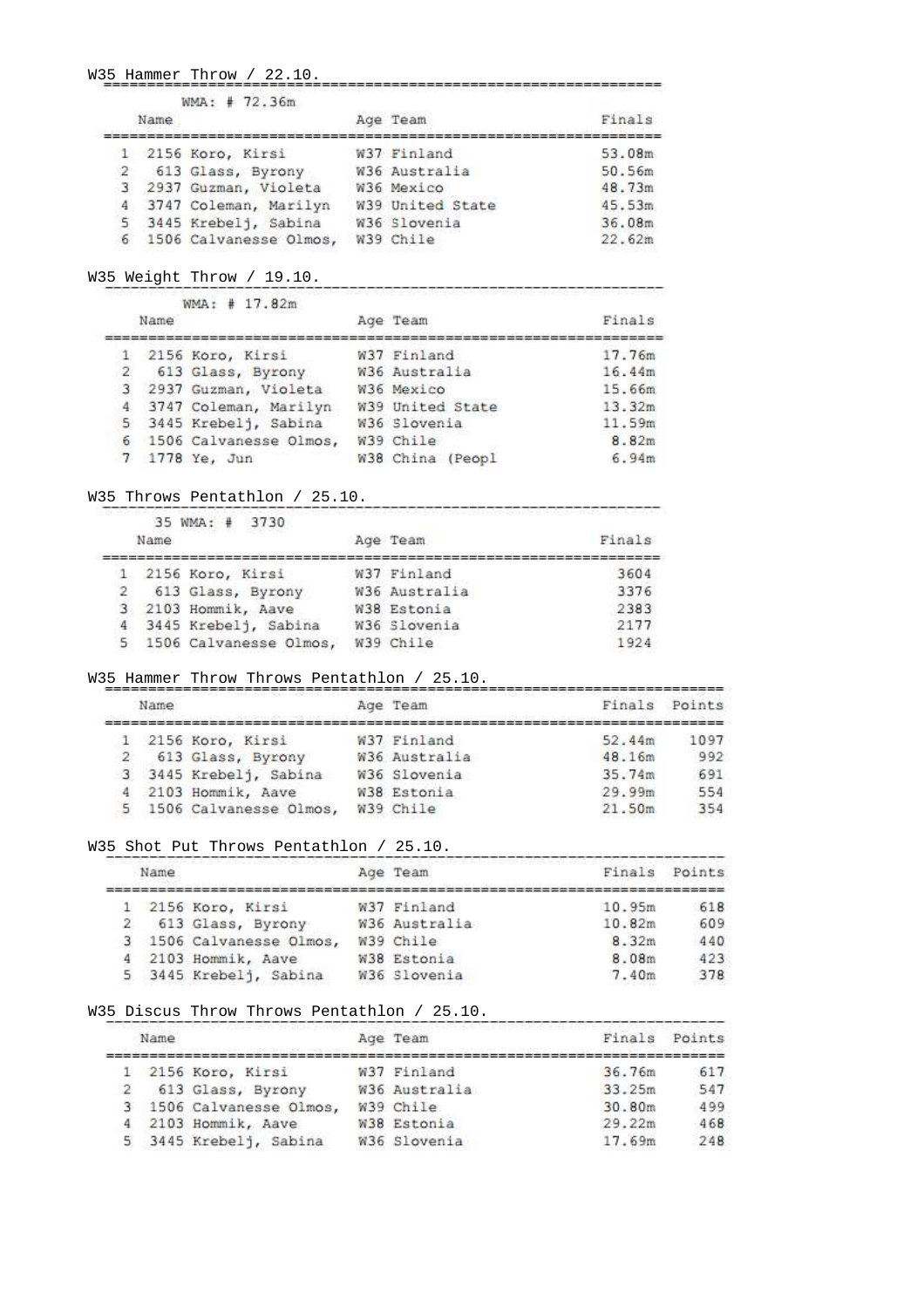## W35 Hammer Throw / 22.10.

WMA: # 72.36m

| | Name | Age | Team | Finals |
|---|---|---|---|---|
| 1 | 2156 Koro, Kirsi | W37 | Finland | 53.08m |
| 2 | 613 Glass, Byrony | W36 | Australia | 50.56m |
| 3 | 2937 Guzman, Violeta | W36 | Mexico | 48.73m |
| 4 | 3747 Coleman, Marilyn | W39 | United State | 45.53m |
| 5 | 3445 Krebelj, Sabina | W36 | Slovenia | 36.08m |
| 6 | 1506 Calvanesse Olmos, | W39 | Chile | 22.62m |

## W35 Weight Throw / 19.10.

WMA: # 17.82m

| | Name | Age | Team | Finals |
|---|---|---|---|---|
| 1 | 2156 Koro, Kirsi | W37 | Finland | 17.76m |
| 2 | 613 Glass, Byrony | W36 | Australia | 16.44m |
| 3 | 2937 Guzman, Violeta | W36 | Mexico | 15.66m |
| 4 | 3747 Coleman, Marilyn | W39 | United State | 13.32m |
| 5 | 3445 Krebelj, Sabina | W36 | Slovenia | 11.59m |
| 6 | 1506 Calvanesse Olmos, | W39 | Chile | 8.82m |
| 7 | 1778 Ye, Jun | W38 | China (Peopl | 6.94m |

## W35 Throws Pentathlon / 25.10.

35 WMA: # 3730

| | Name | Age | Team | Finals |
|---|---|---|---|---|
| 1 | 2156 Koro, Kirsi | W37 | Finland | 3604 |
| 2 | 613 Glass, Byrony | W36 | Australia | 3376 |
| 3 | 2103 Hommik, Aave | W38 | Estonia | 2383 |
| 4 | 3445 Krebelj, Sabina | W36 | Slovenia | 2177 |
| 5 | 1506 Calvanesse Olmos, | W39 | Chile | 1924 |

## W35 Hammer Throw Throws Pentathlon / 25.10.

| | Name | Age | Team | Finals | Points |
|---|---|---|---|---|---|
| 1 | 2156 Koro, Kirsi | W37 | Finland | 52.44m | 1097 |
| 2 | 613 Glass, Byrony | W36 | Australia | 48.16m | 992 |
| 3 | 3445 Krebelj, Sabina | W36 | Slovenia | 35.74m | 691 |
| 4 | 2103 Hommik, Aave | W38 | Estonia | 29.99m | 554 |
| 5 | 1506 Calvanesse Olmos, | W39 | Chile | 21.50m | 354 |

## W35 Shot Put Throws Pentathlon / 25.10.

| | Name | Age | Team | Finals | Points |
|---|---|---|---|---|---|
| 1 | 2156 Koro, Kirsi | W37 | Finland | 10.95m | 618 |
| 2 | 613 Glass, Byrony | W36 | Australia | 10.82m | 609 |
| 3 | 1506 Calvanesse Olmos, | W39 | Chile | 8.32m | 440 |
| 4 | 2103 Hommik, Aave | W38 | Estonia | 8.08m | 423 |
| 5 | 3445 Krebelj, Sabina | W36 | Slovenia | 7.40m | 378 |

## W35 Discus Throw Throws Pentathlon / 25.10.

| | Name | Age | Team | Finals | Points |
|---|---|---|---|---|---|
| 1 | 2156 Koro, Kirsi | W37 | Finland | 36.76m | 617 |
| 2 | 613 Glass, Byrony | W36 | Australia | 33.25m | 547 |
| 3 | 1506 Calvanesse Olmos, | W39 | Chile | 30.80m | 499 |
| 4 | 2103 Hommik, Aave | W38 | Estonia | 29.22m | 468 |
| 5 | 3445 Krebelj, Sabina | W36 | Slovenia | 17.69m | 248 |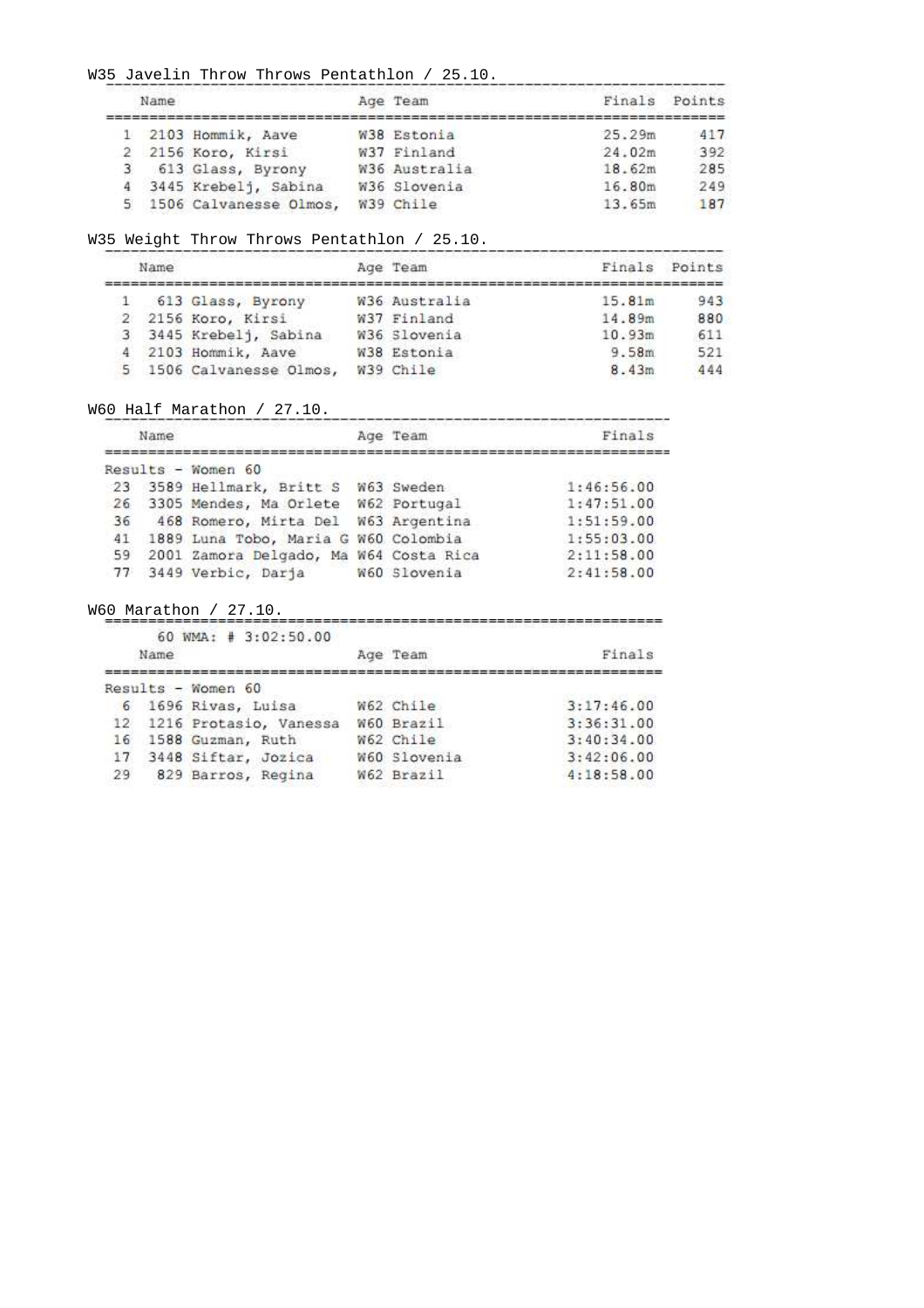## W35 Javelin Throw Throws Pentathlon / 25.10.

| | Name | Age | Team | Finals | Points |
|---|---|---|---|---|---|
| 1 | 2103 Hommik, Aave | W38 | Estonia | 25.29m | 417 |
| 2 | 2156 Koro, Kirsi | W37 | Finland | 24.02m | 392 |
| 3 | 613 Glass, Byrony | W36 | Australia | 18.62m | 285 |
| 4 | 3445 Krebelj, Sabina | W36 | Slovenia | 16.80m | 249 |
| 5 | 1506 Calvanesse Olmos, | W39 | Chile | 13.65m | 187 |

## W35 Weight Throw Throws Pentathlon / 25.10.

| | Name | Age | Team | Finals | Points |
|---|---|---|---|---|---|
| 1 | 613 Glass, Byrony | W36 | Australia | 15.81m | 943 |
| 2 | 2156 Koro, Kirsi | W37 | Finland | 14.89m | 880 |
| 3 | 3445 Krebelj, Sabina | W36 | Slovenia | 10.93m | 611 |
| 4 | 2103 Hommik, Aave | W38 | Estonia | 9.58m | 521 |
| 5 | 1506 Calvanesse Olmos, | W39 | Chile | 8.43m | 444 |

## W60 Half Marathon / 27.10.

Results - Women 60

| | Name | Age | Team | Finals |
|---|---|---|---|---|
| 23 | 3589 Hellmark, Britt S | W63 | Sweden | 1:46:56.00 |
| 26 | 3305 Mendes, Ma Orlete | W62 | Portugal | 1:47:51.00 |
| 36 | 468 Romero, Mirta Del | W63 | Argentina | 1:51:59.00 |
| 41 | 1889 Luna Tobo, Maria G | W60 | Colombia | 1:55:03.00 |
| 59 | 2001 Zamora Delgado, Ma | W64 | Costa Rica | 2:11:58.00 |
| 77 | 3449 Verbic, Darja | W60 | Slovenia | 2:41:58.00 |

## W60 Marathon / 27.10.

60 WMA: # 3:02:50.00

Results - Women 60

| | Name | Age | Team | Finals |
|---|---|---|---|---|
| 6 | 1696 Rivas, Luisa | W62 | Chile | 3:17:46.00 |
| 12 | 1216 Protasio, Vanessa | W60 | Brazil | 3:36:31.00 |
| 16 | 1588 Guzman, Ruth | W62 | Chile | 3:40:34.00 |
| 17 | 3448 Siftar, Jozica | W60 | Slovenia | 3:42:06.00 |
| 29 | 829 Barros, Regina | W62 | Brazil | 4:18:58.00 |